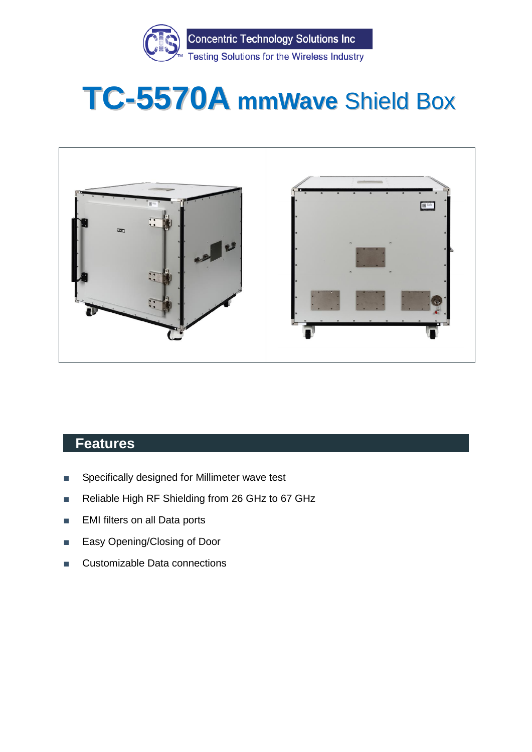Concentric Technology Solutions Inc

Testing Solutions for the Wireless Industry

# TC-5570A mmWave Shield Box

## Features

- Specifically designed for Millimeter wave test
- Reliable High RF Shielding from 26 GHz to 67 GHz
- EMI filters on all Data ports
- Easy Opening/Closing of Door
- Customizable Data connections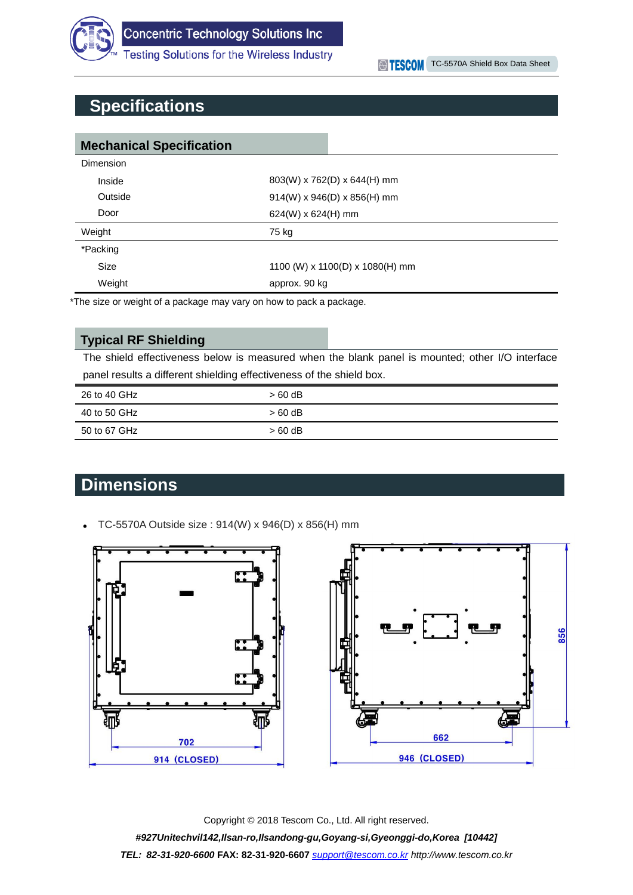# Specifications

## Mechanical Specification

| | |
|---|---|
| Dimension | |
| Inside | 803(W) x 762(D) x 644(H) mm |
| Outside | 914(W) x 946(D) x 856(H) mm |
| Door | 624(W) x 624(H) mm |
| Weight | 75 kg |
| *Packing | |
| Size | 1100 (W) x 1100(D) x 1080(H) mm |
| Weight | approx. 90 kg |

*The size or weight of a package may vary on how to pack a package.

## Typical RF Shielding

The shield effectiveness below is measured when the blank panel is mounted; other I/O interface panel results a different shielding effectiveness of the shield box.

| | |
|---|---|
| 26 to 40 GHz | > 60 dB |
| 40 to 50 GHz | > 60 dB |
| 50 to 67 GHz | > 60 dB |

# Dimensions

- TC-5570A Outside size : 914(W) x 946(D) x 856(H) mm

Copyright © 2018 Tescom Co., Ltd. All right reserved.

***#927Unitechvil142,Ilsan-ro,Ilsandong-gu,Goyang-si,Gyeonggi-do,Korea [10442]***

***TEL: 82-31-920-6600*** **FAX: 82-31-920-6607** *support@tescom.co.kr http://www.tescom.co.kr*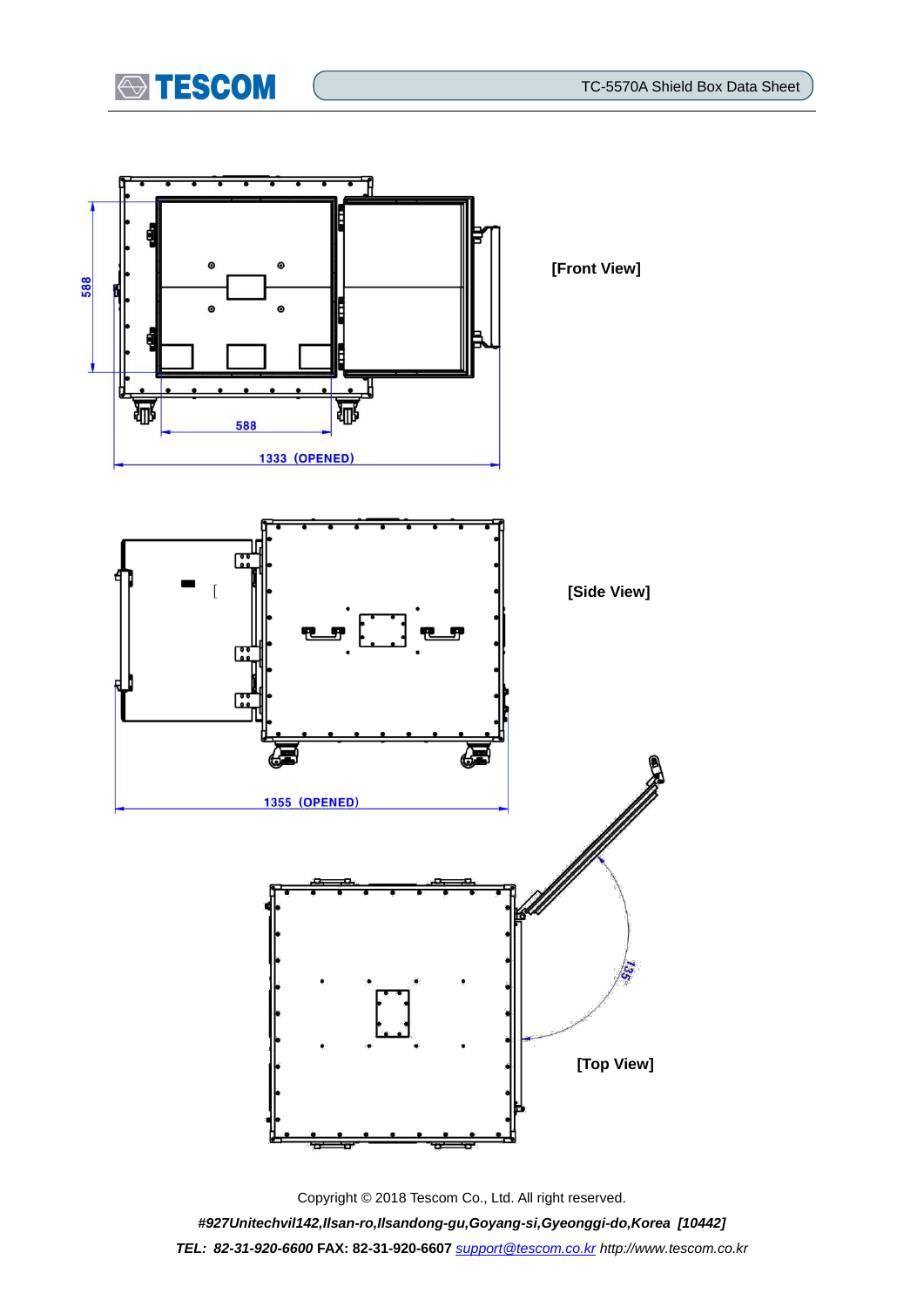588

588

1333 (OPENED)

[Front View]

[Side View]

1355 (OPENED)

135

[Top View]

Copyright © 2018 Tescom Co., Ltd. All right reserved.

*#927Unitechvil142,Ilsan-ro,Ilsandong-gu,Goyang-si,Gyeonggi-do,Korea [10442]*

***TEL: 82-31-920-6600*** **FAX: 82-31-920-6607** support@tescom.co.kr *http://www.tescom.co.kr*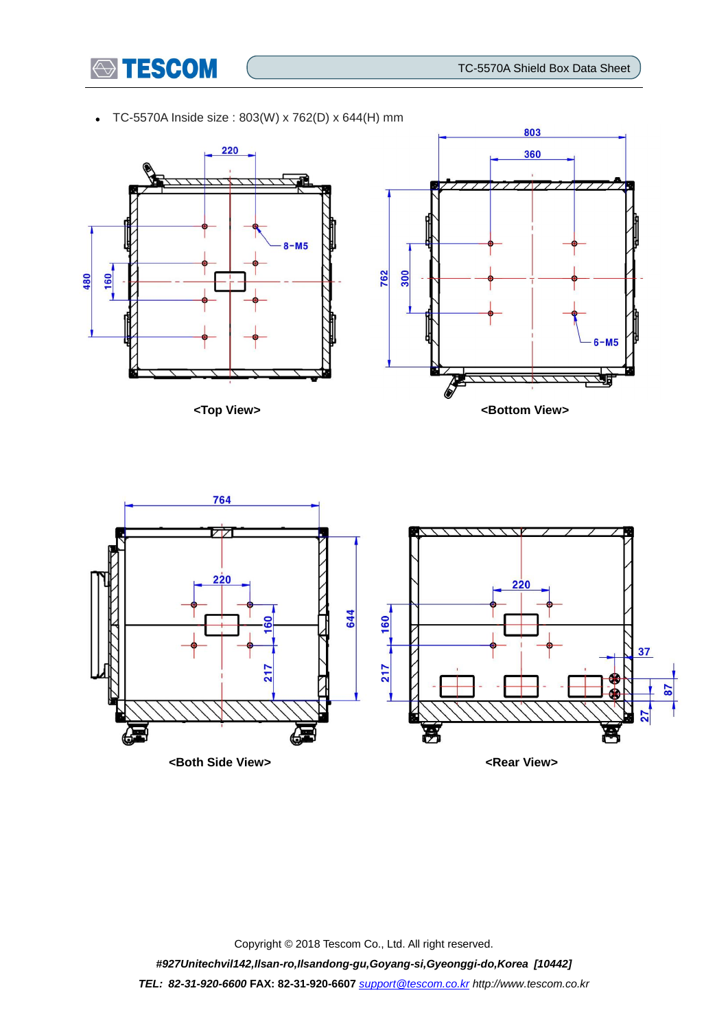- TC-5570A Inside size : 803(W) x 762(D) x 644(H) mm

<Top View>

<Bottom View>

<Both Side View>

<Rear View>

Copyright © 2018 Tescom Co., Ltd. All right reserved.

*#927Unitechvil142,Ilsan-ro,Ilsandong-gu,Goyang-si,Gyeonggi-do,Korea [10442]*

***TEL: 82-31-920-6600*** **FAX: 82-31-920-6607** *support@tescom.co.kr http://www.tescom.co.kr*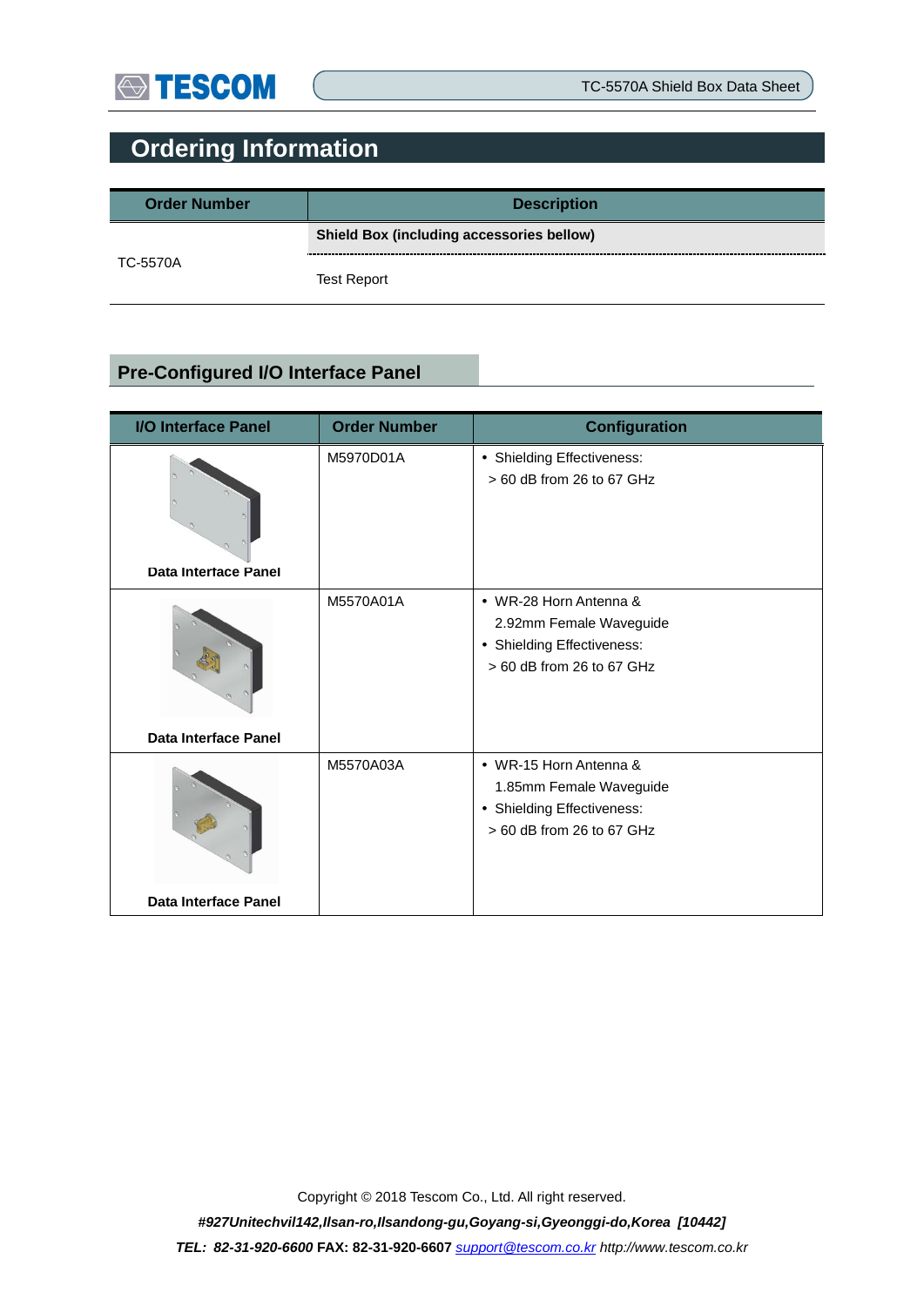# Ordering Information

| Order Number | Description |
| --- | --- |
| TC-5570A | **Shield Box (including accessories bellow)** |
| | Test Report |

## Pre-Configured I/O Interface Panel

| I/O Interface Panel | Order Number | Configuration |
| --- | --- | --- |
| Data Interface Panel | M5970D01A | • Shielding Effectiveness: > 60 dB from 26 to 67 GHz |
| Data Interface Panel | M5570A01A | • WR-28 Horn Antenna & 2.92mm Female Waveguide<br>• Shielding Effectiveness: > 60 dB from 26 to 67 GHz |
| Data Interface Panel | M5570A03A | • WR-15 Horn Antenna & 1.85mm Female Waveguide<br>• Shielding Effectiveness: > 60 dB from 26 to 67 GHz |

Copyright © 2018 Tescom Co., Ltd. All right reserved.

***#927Unitechvil142,Ilsan-ro,Ilsandong-gu,Goyang-si,Gyeonggi-do,Korea [10442]***

***TEL: 82-31-920-6600*** **FAX: 82-31-920-6607** *support@tescom.co.kr http://www.tescom.co.kr*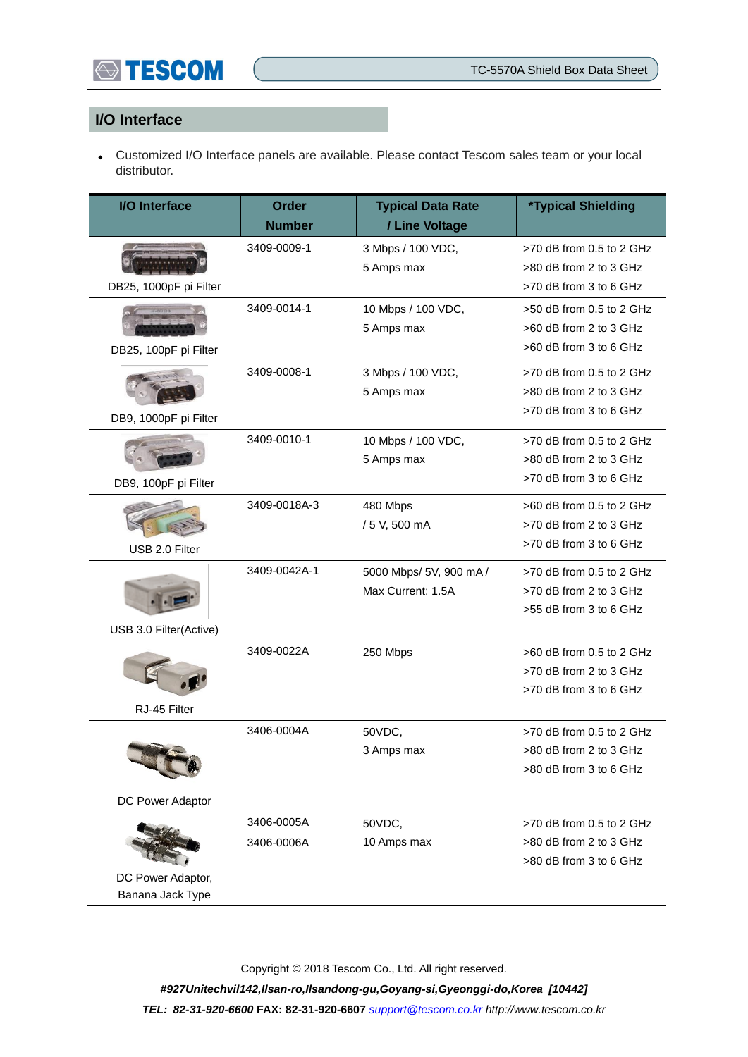## I/O Interface

- Customized I/O Interface panels are available. Please contact Tescom sales team or your local distributor.

| I/O Interface | Order Number | Typical Data Rate / Line Voltage | *Typical Shielding |
|---|---|---|---|
| DB25, 1000pF pi Filter | 3409-0009-1 | 3 Mbps / 100 VDC,<br>5 Amps max | >70 dB from 0.5 to 2 GHz<br>>80 dB from 2 to 3 GHz<br>>70 dB from 3 to 6 GHz |
| DB25, 100pF pi Filter | 3409-0014-1 | 10 Mbps / 100 VDC,<br>5 Amps max | >50 dB from 0.5 to 2 GHz<br>>60 dB from 2 to 3 GHz<br>>60 dB from 3 to 6 GHz |
| DB9, 1000pF pi Filter | 3409-0008-1 | 3 Mbps / 100 VDC,<br>5 Amps max | >70 dB from 0.5 to 2 GHz<br>>80 dB from 2 to 3 GHz<br>>70 dB from 3 to 6 GHz |
| DB9, 100pF pi Filter | 3409-0010-1 | 10 Mbps / 100 VDC,<br>5 Amps max | >70 dB from 0.5 to 2 GHz<br>>80 dB from 2 to 3 GHz<br>>70 dB from 3 to 6 GHz |
| USB 2.0 Filter | 3409-0018A-3 | 480 Mbps<br>/ 5 V, 500 mA | >60 dB from 0.5 to 2 GHz<br>>70 dB from 2 to 3 GHz<br>>70 dB from 3 to 6 GHz |
| USB 3.0 Filter(Active) | 3409-0042A-1 | 5000 Mbps/ 5V, 900 mA /<br>Max Current: 1.5A | >70 dB from 0.5 to 2 GHz<br>>70 dB from 2 to 3 GHz<br>>55 dB from 3 to 6 GHz |
| RJ-45 Filter | 3409-0022A | 250 Mbps | >60 dB from 0.5 to 2 GHz<br>>70 dB from 2 to 3 GHz<br>>70 dB from 3 to 6 GHz |
| DC Power Adaptor | 3406-0004A | 50VDC,<br>3 Amps max | >70 dB from 0.5 to 2 GHz<br>>80 dB from 2 to 3 GHz<br>>80 dB from 3 to 6 GHz |
| DC Power Adaptor, Banana Jack Type | 3406-0005A<br>3406-0006A | 50VDC,<br>10 Amps max | >70 dB from 0.5 to 2 GHz<br>>80 dB from 2 to 3 GHz<br>>80 dB from 3 to 6 GHz |

Copyright © 2018 Tescom Co., Ltd. All right reserved.

***#927Unitechvil142,Ilsan-ro,Ilsandong-gu,Goyang-si,Gyeonggi-do,Korea [10442]***

***TEL: 82-31-920-6600*** **FAX: 82-31-920-6607** *support@tescom.co.kr http://www.tescom.co.kr*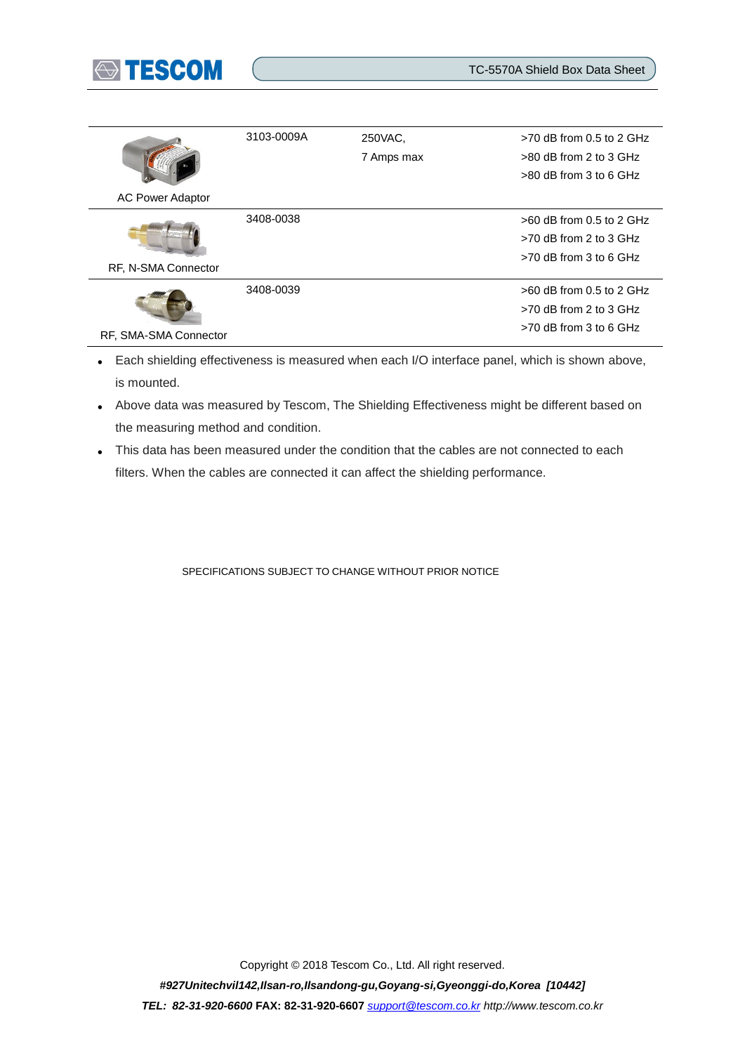| | | | |
|---|---|---|---|
| AC Power Adaptor | 3103-0009A | 250VAC,<br>7 Amps max | >70 dB from 0.5 to 2 GHz<br>>80 dB from 2 to 3 GHz<br>>80 dB from 3 to 6 GHz |
| RF, N-SMA Connector | 3408-0038 | | >60 dB from 0.5 to 2 GHz<br>>70 dB from 2 to 3 GHz<br>>70 dB from 3 to 6 GHz |
| RF, SMA-SMA Connector | 3408-0039 | | >60 dB from 0.5 to 2 GHz<br>>70 dB from 2 to 3 GHz<br>>70 dB from 3 to 6 GHz |

- Each shielding effectiveness is measured when each I/O interface panel, which is shown above, is mounted.
- Above data was measured by Tescom, The Shielding Effectiveness might be different based on the measuring method and condition.
- This data has been measured under the condition that the cables are not connected to each filters. When the cables are connected it can affect the shielding performance.

SPECIFICATIONS SUBJECT TO CHANGE WITHOUT PRIOR NOTICE

Copyright © 2018 Tescom Co., Ltd. All right reserved.

***#927Unitechvil142,Ilsan-ro,Ilsandong-gu,Goyang-si,Gyeonggi-do,Korea [10442]***

***TEL: 82-31-920-6600*** **FAX: 82-31-920-6607** *support@tescom.co.kr http://www.tescom.co.kr*